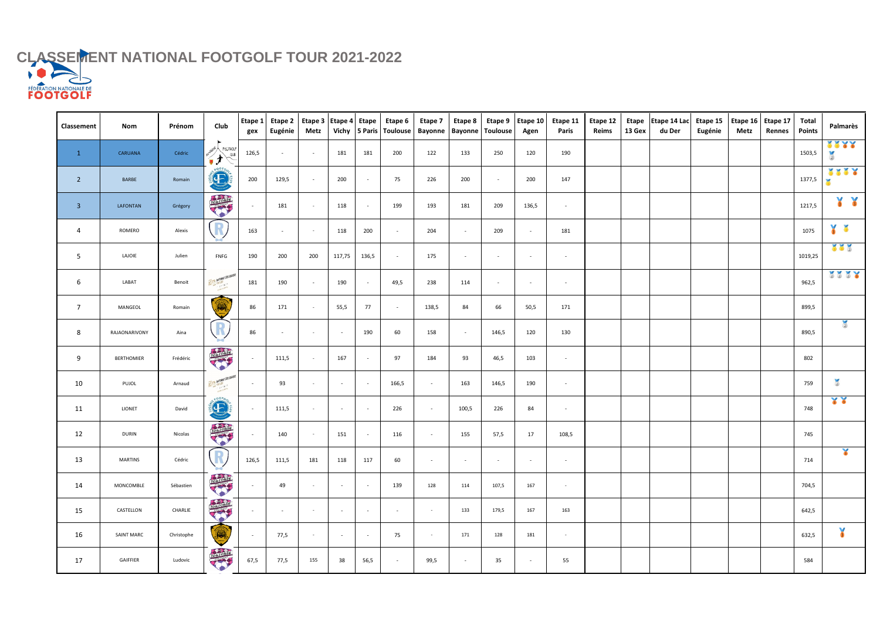# CLASSEMENT NATIONAL FOOTGOLF TOUR 2021-2022

| Classement | Nom | Prénom | Club | Etape 1 gex | Etape 2 Eugénie | Etape 3 Metz | Etape 4 Vichy | Etape 5 Paris | Etape 6 Toulouse | Etape 7 Bayonne | Etape 8 Bayonne | Etape 9 Toulouse | Etape 10 Agen | Etape 11 Paris | Etape 12 Reims | Etape 13 Gex | Etape 14 Lac du Der | Etape 15 Eugénie | Etape 16 Metz | Etape 17 Rennes | Total Points | Palmarès |
|---|---|---|---|---|---|---|---|---|---|---|---|---|---|---|---|---|---|---|---|---|---|---|
| 1 | CARUANA | Cédric | | 126,5 | - | - | 181 | 181 | 200 | 122 | 133 | 250 | 120 | 190 | | | | | | | 1503,5 | |
| 2 | BARBE | Romain | | 200 | 129,5 | - | 200 | - | 75 | 226 | 200 | - | 200 | 147 | | | | | | | 1377,5 | |
| 3 | LAFONTAN | Grégory | | - | 181 | - | 118 | - | 199 | 193 | 181 | 209 | 136,5 | - | | | | | | | 1217,5 | |
| 4 | ROMERO | Alexis | | 163 | - | - | 118 | 200 | - | 204 | - | 209 | - | 181 | | | | | | | 1075 | |
| 5 | LAJOIE | Julien | FNFG | 190 | 200 | 200 | 117,75 | 136,5 | - | 175 | - | - | - | - | | | | | | | 1019,25 | |
| 6 | LABAT | Benoit | | 181 | 190 | - | 190 | - | 49,5 | 238 | 114 | - | - | - | | | | | | | 962,5 | |
| 7 | MANGEOL | Romain | | 86 | 171 | - | 55,5 | 77 | - | 138,5 | 84 | 66 | 50,5 | 171 | | | | | | | 899,5 | |
| 8 | RAJAONARIVONY | Aina | | 86 | - | - | - | 190 | 60 | 158 | - | 146,5 | 120 | 130 | | | | | | | 890,5 | |
| 9 | BERTHOMIER | Frédéric | | - | 111,5 | - | 167 | - | 97 | 184 | 93 | 46,5 | 103 | - | | | | | | | 802 | |
| 10 | PUJOL | Arnaud | | - | 93 | - | - | - | 166,5 | - | 163 | 146,5 | 190 | - | | | | | | | 759 | |
| 11 | LIONET | David | | - | 111,5 | - | - | - | 226 | - | 100,5 | 226 | 84 | - | | | | | | | 748 | |
| 12 | DURIN | Nicolas | | - | 140 | - | 151 | - | 116 | - | 155 | 57,5 | 17 | 108,5 | | | | | | | 745 | |
| 13 | MARTINS | Cédric | | 126,5 | 111,5 | 181 | 118 | 117 | 60 | - | - | - | - | - | | | | | | | 714 | |
| 14 | MONCOMBLE | Sébastien | | - | 49 | - | - | - | 139 | 128 | 114 | 107,5 | 167 | - | | | | | | | 704,5 | |
| 15 | CASTELLON | CHARLIE | | - | - | - | - | - | - | - | 133 | 179,5 | 167 | 163 | | | | | | | 642,5 | |
| 16 | SAINT MARC | Christophe | | - | 77,5 | - | - | - | 75 | - | 171 | 128 | 181 | - | | | | | | | 632,5 | |
| 17 | GAIFFIER | Ludovic | | 67,5 | 77,5 | 155 | 38 | 56,5 | - | 99,5 | - | 35 | - | 55 | | | | | | | 584 | |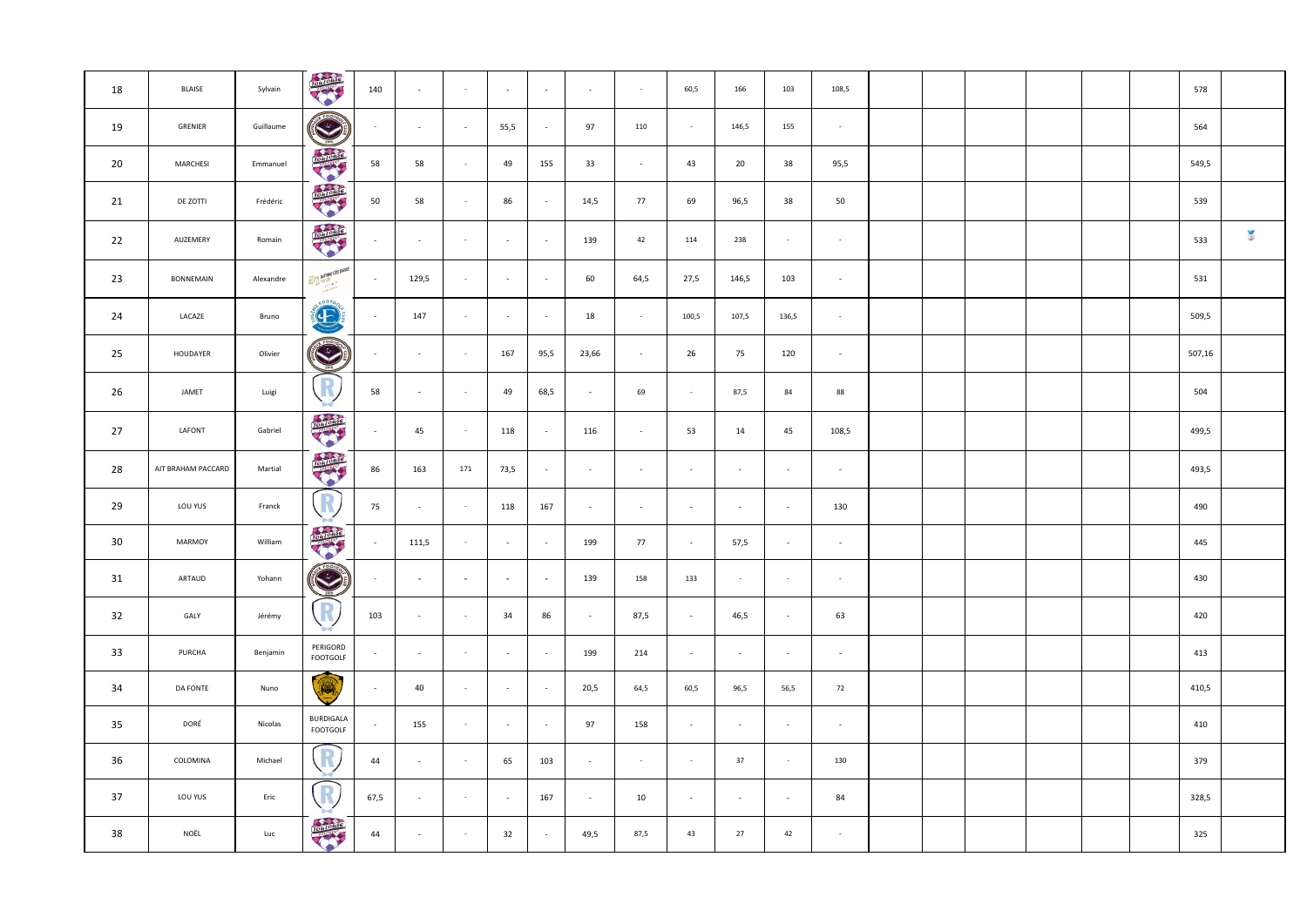| | | | | | | | | | | | | | | | | | | | | | |
|---|---|---|---|---|---|---|---|---|---|---|---|---|---|---|---|---|---|---|---|---|---|
| 18 | BLAISE | Sylvain | | 140 | - | - | - | - | - | - | 60,5 | 166 | 103 | 108,5 | | | | | | 578 | |
| 19 | GRENIER | Guillaume | | - | - | - | 55,5 | - | 97 | 110 | - | 146,5 | 155 | - | | | | | | 564 | |
| 20 | MARCHESI | Emmanuel | | 58 | 58 | - | 49 | 155 | 33 | - | 43 | 20 | 38 | 95,5 | | | | | | 549,5 | |
| 21 | DE ZOTTI | Frédéric | | 50 | 58 | - | 86 | - | 14,5 | 77 | 69 | 96,5 | 38 | 50 | | | | | | 539 | |
| 22 | AUZEMERY | Romain | | - | - | - | - | - | 139 | 42 | 114 | 238 | - | - | | | | | | 533 | |
| 23 | BONNEMAIN | Alexandre | | - | 129,5 | - | - | - | 60 | 64,5 | 27,5 | 146,5 | 103 | - | | | | | | 531 | |
| 24 | LACAZE | Bruno | | - | 147 | - | - | - | 18 | - | 100,5 | 107,5 | 136,5 | - | | | | | | 509,5 | |
| 25 | HOUDAYER | Olivier | | - | - | - | 167 | 95,5 | 23,66 | - | 26 | 75 | 120 | - | | | | | | 507,16 | |
| 26 | JAMET | Luigi | | 58 | - | - | 49 | 68,5 | - | 69 | - | 87,5 | 84 | 88 | | | | | | 504 | |
| 27 | LAFONT | Gabriel | | - | 45 | - | 118 | - | 116 | - | 53 | 14 | 45 | 108,5 | | | | | | 499,5 | |
| 28 | AIT BRAHAM PACCARD | Martial | | 86 | 163 | 171 | 73,5 | - | - | - | - | - | - | - | | | | | | 493,5 | |
| 29 | LOU YUS | Franck | | 75 | - | - | 118 | 167 | - | - | - | - | - | 130 | | | | | | 490 | |
| 30 | MARMOY | William | | - | 111,5 | - | - | - | 199 | 77 | - | 57,5 | - | - | | | | | | 445 | |
| 31 | ARTAUD | Yohann | | - | - | - | - | - | 139 | 158 | 133 | - | - | - | | | | | | 430 | |
| 32 | GALY | Jérémy | | 103 | - | - | 34 | 86 | - | 87,5 | - | 46,5 | - | 63 | | | | | | 420 | |
| 33 | PURCHA | Benjamin | PERIGORD FOOTGOLF | - | - | - | - | - | 199 | 214 | - | - | - | - | | | | | | 413 | |
| 34 | DA FONTE | Nuno | | - | 40 | - | - | - | 20,5 | 64,5 | 60,5 | 96,5 | 56,5 | 72 | | | | | | 410,5 | |
| 35 | DORÉ | Nicolas | BURDIGALA FOOTGOLF | - | 155 | - | - | - | 97 | 158 | - | - | - | - | | | | | | 410 | |
| 36 | COLOMINA | Michael | | 44 | - | - | 65 | 103 | - | - | - | 37 | - | 130 | | | | | | 379 | |
| 37 | LOU YUS | Eric | | 67,5 | - | - | - | 167 | - | 10 | - | - | - | 84 | | | | | | 328,5 | |
| 38 | NOËL | Luc | | 44 | - | - | 32 | - | 49,5 | 87,5 | 43 | 27 | 42 | - | | | | | | 325 | |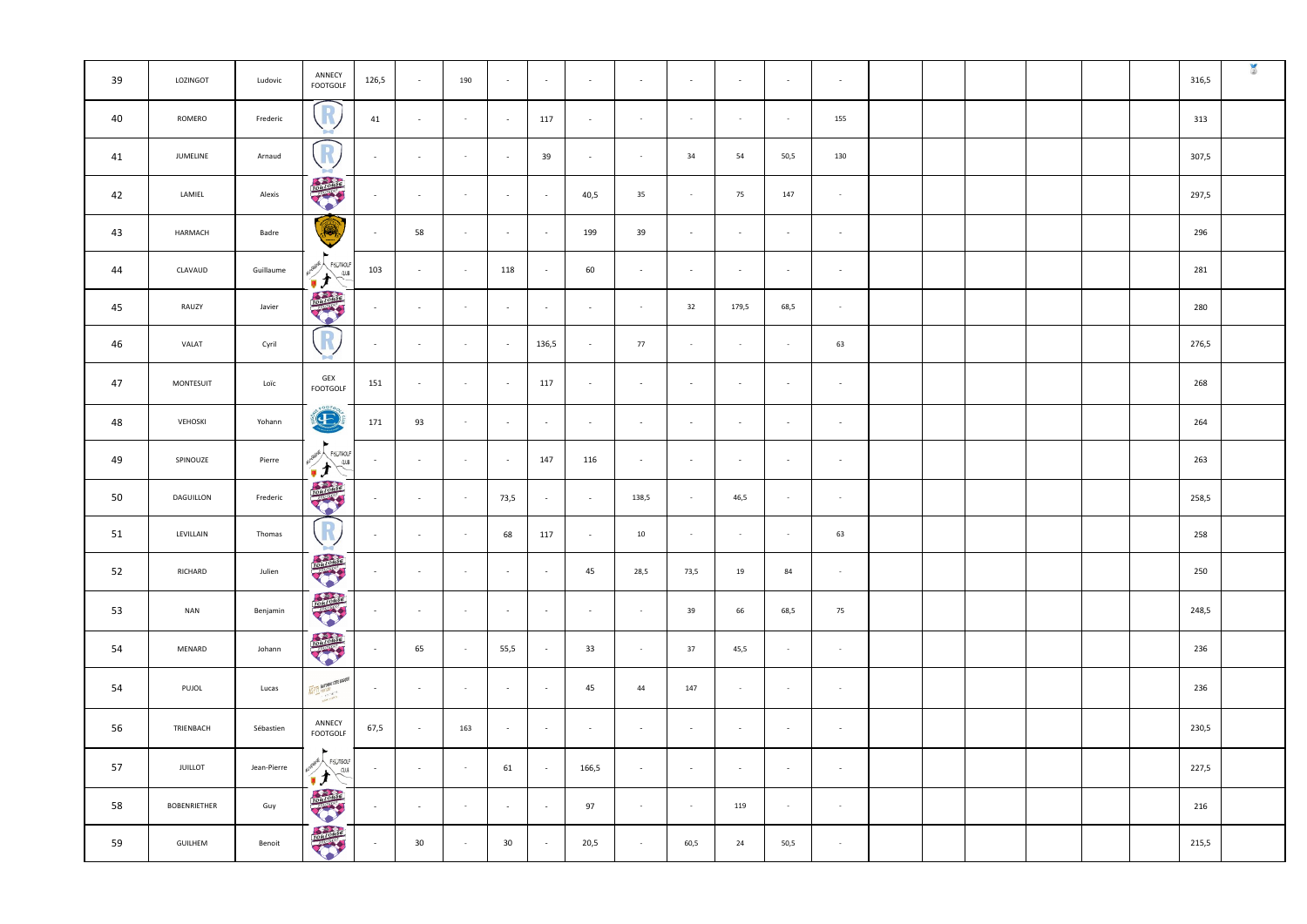| | | | | | | | | | | | | | | | | | | | | | |
|---|---|---|---|---|---|---|---|---|---|---|---|---|---|---|---|---|---|---|---|---|---|
| 39 | LOZINGOT | Ludovic | ANNECY FOOTGOLF | 126,5 | - | 190 | - | - | - | - | - | - | - | - | | | | | | 316,5 | |
| 40 | ROMERO | Frederic | | 41 | - | - | - | 117 | - | - | - | - | - | 155 | | | | | | 313 | |
| 41 | JUMELINE | Arnaud | | - | - | - | - | 39 | - | - | 34 | 54 | 50,5 | 130 | | | | | | 307,5 | |
| 42 | LAMIEL | Alexis | | - | - | - | - | - | 40,5 | 35 | - | 75 | 147 | - | | | | | | 297,5 | |
| 43 | HARMACH | Badre | | - | 58 | - | - | - | 199 | 39 | - | - | - | - | | | | | | 296 | |
| 44 | CLAVAUD | Guillaume | | 103 | - | - | 118 | - | 60 | - | - | - | - | - | | | | | | 281 | |
| 45 | RAUZY | Javier | | - | - | - | - | - | - | - | 32 | 179,5 | 68,5 | - | | | | | | 280 | |
| 46 | VALAT | Cyril | | - | - | - | - | 136,5 | - | 77 | - | - | - | 63 | | | | | | 276,5 | |
| 47 | MONTESUIT | Loïc | GEX FOOTGOLF | 151 | - | - | - | 117 | - | - | - | - | - | - | | | | | | 268 | |
| 48 | VEHOSKI | Yohann | | 171 | 93 | - | - | - | - | - | - | - | - | - | | | | | | 264 | |
| 49 | SPINOUZE | Pierre | | - | - | - | - | 147 | 116 | - | - | - | - | - | | | | | | 263 | |
| 50 | DAGUILLON | Frederic | | - | - | - | 73,5 | - | - | 138,5 | - | 46,5 | - | - | | | | | | 258,5 | |
| 51 | LEVILLAIN | Thomas | | - | - | - | 68 | 117 | - | 10 | - | - | - | 63 | | | | | | 258 | |
| 52 | RICHARD | Julien | | - | - | - | - | - | 45 | 28,5 | 73,5 | 19 | 84 | - | | | | | | 250 | |
| 53 | NAN | Benjamin | | - | - | - | - | - | - | - | 39 | 66 | 68,5 | 75 | | | | | | 248,5 | |
| 54 | MENARD | Johann | | - | 65 | - | 55,5 | - | 33 | - | 37 | 45,5 | - | - | | | | | | 236 | |
| 54 | PUJOL | Lucas | | - | - | - | - | - | 45 | 44 | 147 | - | - | - | | | | | | 236 | |
| 56 | TRIENBACH | Sébastien | ANNECY FOOTGOLF | 67,5 | - | 163 | - | - | - | - | - | - | - | - | | | | | | 230,5 | |
| 57 | JUILLOT | Jean-Pierre | | - | - | - | 61 | - | 166,5 | - | - | - | - | - | | | | | | 227,5 | |
| 58 | BOBENRIETHER | Guy | | - | - | - | - | - | 97 | - | - | 119 | - | - | | | | | | 216 | |
| 59 | GUILHEM | Benoit | | - | 30 | - | 30 | - | 20,5 | - | 60,5 | 24 | 50,5 | - | | | | | | 215,5 | |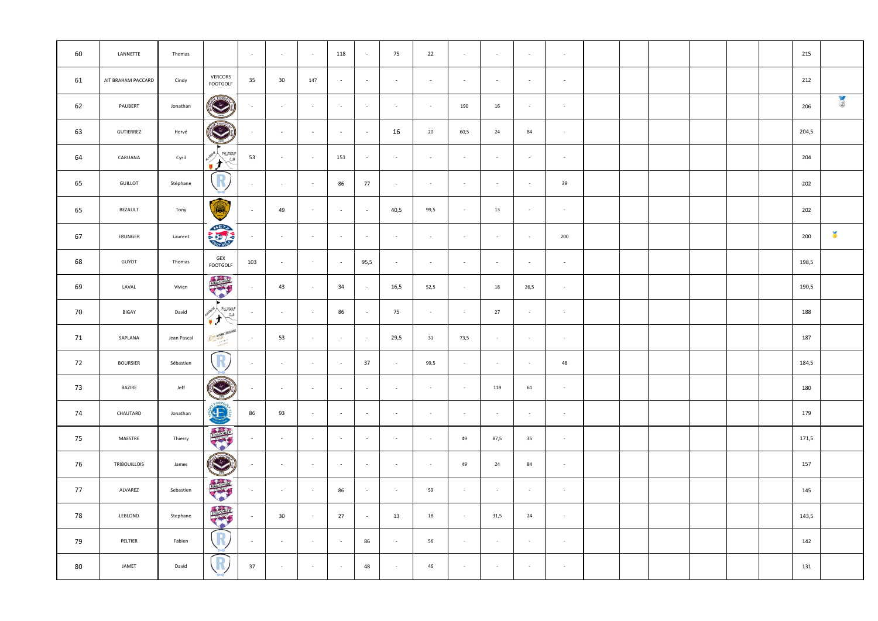| | | | | | | | | | | | | | | | | | | | | | | |
|---|---|---|---|---|---|---|---|---|---|---|---|---|---|---|---|---|---|---|---|---|---|---|
| 60 | LANNETTE | Thomas | | - | - | - | 118 | - | 75 | 22 | - | - | - | - | | | | | | | 215 | |
| 61 | AIT BRAHAM PACCARD | Cindy | VERCORS FOOTGOLF | 35 | 30 | 147 | - | - | - | - | - | - | - | - | | | | | | | 212 | |
| 62 | PAUBERT | Jonathan | | - | - | - | - | - | - | - | 190 | 16 | - | - | | | | | | | 206 | 🥈 |
| 63 | GUTIERREZ | Hervé | | - | - | - | - | - | 16 | 20 | 60,5 | 24 | 84 | - | | | | | | | 204,5 | |
| 64 | CARUANA | Cyril | | 53 | - | - | 151 | - | - | - | - | - | - | - | | | | | | | 204 | |
| 65 | GUILLOT | Stéphane | | - | - | - | 86 | 77 | - | - | - | - | - | 39 | | | | | | | 202 | |
| 65 | BEZAULT | Tony | | - | 49 | - | - | - | 40,5 | 99,5 | - | 13 | - | - | | | | | | | 202 | |
| 67 | ERLINGER | Laurent | | - | - | - | - | - | - | - | - | - | - | 200 | | | | | | | 200 | 🥇 |
| 68 | GUYOT | Thomas | GEX FOOTGOLF | 103 | - | - | - | 95,5 | - | - | - | - | - | - | | | | | | | 198,5 | |
| 69 | LAVAL | Vivien | | - | 43 | - | 34 | - | 16,5 | 52,5 | - | 18 | 26,5 | - | | | | | | | 190,5 | |
| 70 | BIGAY | David | | - | - | - | 86 | - | 75 | - | - | 27 | - | - | | | | | | | 188 | |
| 71 | SAPLANA | Jean Pascal | | - | 53 | - | - | - | 29,5 | 31 | 73,5 | - | - | - | | | | | | | 187 | |
| 72 | BOURSIER | Sébastien | | - | - | - | - | 37 | - | 99,5 | - | - | - | 48 | | | | | | | 184,5 | |
| 73 | BAZIRE | Jeff | | - | - | - | - | - | - | - | - | 119 | 61 | - | | | | | | | 180 | |
| 74 | CHAUTARD | Jonathan | | 86 | 93 | - | - | - | - | - | - | - | - | - | | | | | | | 179 | |
| 75 | MAESTRE | Thierry | | - | - | - | - | - | - | - | 49 | 87,5 | 35 | - | | | | | | | 171,5 | |
| 76 | TRIBOUILLOIS | James | | - | - | - | - | - | - | - | 49 | 24 | 84 | - | | | | | | | 157 | |
| 77 | ALVAREZ | Sebastien | | - | - | - | 86 | - | - | 59 | - | - | - | - | | | | | | | 145 | |
| 78 | LEBLOND | Stephane | | - | 30 | - | 27 | - | 13 | 18 | - | 31,5 | 24 | - | | | | | | | 143,5 | |
| 79 | PELTIER | Fabien | | - | - | - | - | 86 | - | 56 | - | - | - | - | | | | | | | 142 | |
| 80 | JAMET | David | | 37 | - | - | - | 48 | - | 46 | - | - | - | - | | | | | | | 131 | |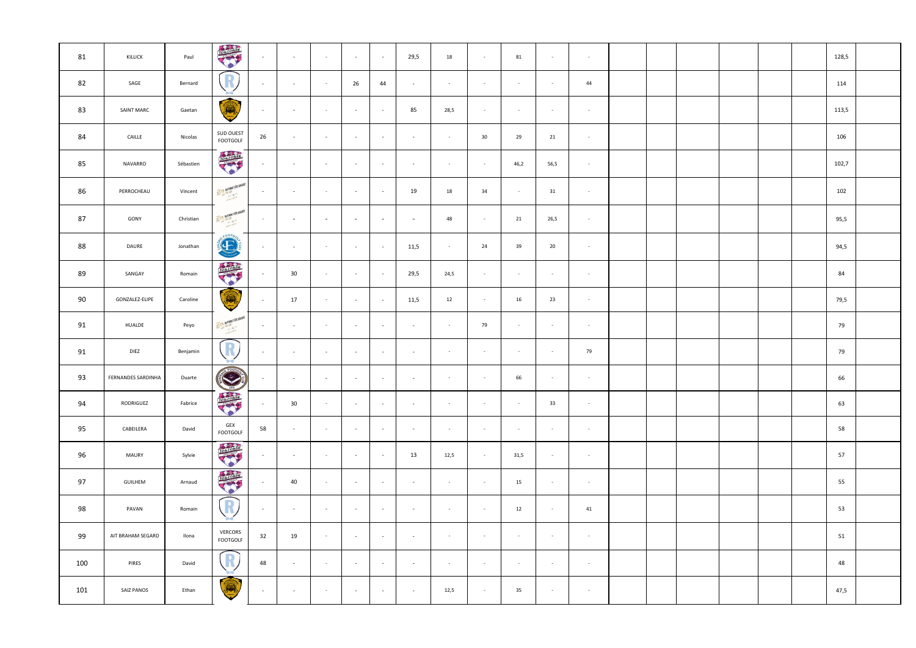| | | | | | | | | | | | | | | | | | | | | | |
|---|---|---|---|---|---|---|---|---|---|---|---|---|---|---|---|---|---|---|---|---|---|
| 81 | KILLICK | Paul | | - | - | - | - | - | 29,5 | 18 | - | 81 | - | - | | | | | | 128,5 | |
| 82 | SAGE | Bernard | | - | - | - | 26 | 44 | - | - | - | - | - | 44 | | | | | | 114 | |
| 83 | SAINT MARC | Gaetan | | - | - | - | - | - | 85 | 28,5 | - | - | - | - | | | | | | 113,5 | |
| 84 | CAILLE | Nicolas | SUD OUEST FOOTGOLF | 26 | - | - | - | - | - | - | 30 | 29 | 21 | - | | | | | | 106 | |
| 85 | NAVARRO | Sébastien | | - | - | - | - | - | - | - | - | 46,2 | 56,5 | - | | | | | | 102,7 | |
| 86 | PERROCHEAU | Vincent | | - | - | - | - | - | 19 | 18 | 34 | - | 31 | - | | | | | | 102 | |
| 87 | GONY | Christian | | - | - | - | - | - | - | 48 | - | 21 | 26,5 | - | | | | | | 95,5 | |
| 88 | DAURE | Jonathan | | - | - | - | - | - | 11,5 | - | 24 | 39 | 20 | - | | | | | | 94,5 | |
| 89 | SANGAY | Romain | | - | 30 | - | - | - | 29,5 | 24,5 | - | - | - | - | | | | | | 84 | |
| 90 | GONZALEZ-ELIPE | Caroline | | - | 17 | - | - | - | 11,5 | 12 | - | 16 | 23 | - | | | | | | 79,5 | |
| 91 | HUALDE | Peyo | | - | - | - | - | - | - | - | 79 | - | - | - | | | | | | 79 | |
| 91 | DIEZ | Benjamin | | - | - | - | - | - | - | - | - | - | - | 79 | | | | | | 79 | |
| 93 | FERNANDES SARDINHA | Duarte | | - | - | - | - | - | - | - | - | 66 | - | - | | | | | | 66 | |
| 94 | RODRIGUEZ | Fabrice | | - | 30 | - | - | - | - | - | - | - | 33 | - | | | | | | 63 | |
| 95 | CABEILERA | David | GEX FOOTGOLF | 58 | - | - | - | - | - | - | - | - | - | - | | | | | | 58 | |
| 96 | MAURY | Sylvie | | - | - | - | - | - | 13 | 12,5 | - | 31,5 | - | - | | | | | | 57 | |
| 97 | GUILHEM | Arnaud | | - | 40 | - | - | - | - | - | - | 15 | - | - | | | | | | 55 | |
| 98 | PAVAN | Romain | | - | - | - | - | - | - | - | - | 12 | - | 41 | | | | | | 53 | |
| 99 | AIT BRAHAM SEGARD | Ilona | VERCORS FOOTGOLF | 32 | 19 | - | - | - | - | - | - | - | - | - | | | | | | 51 | |
| 100 | PIRES | David | | 48 | - | - | - | - | - | - | - | - | - | - | | | | | | 48 | |
| 101 | SAIZ PANOS | Ethan | | - | - | - | - | - | - | 12,5 | - | 35 | - | - | | | | | | 47,5 | |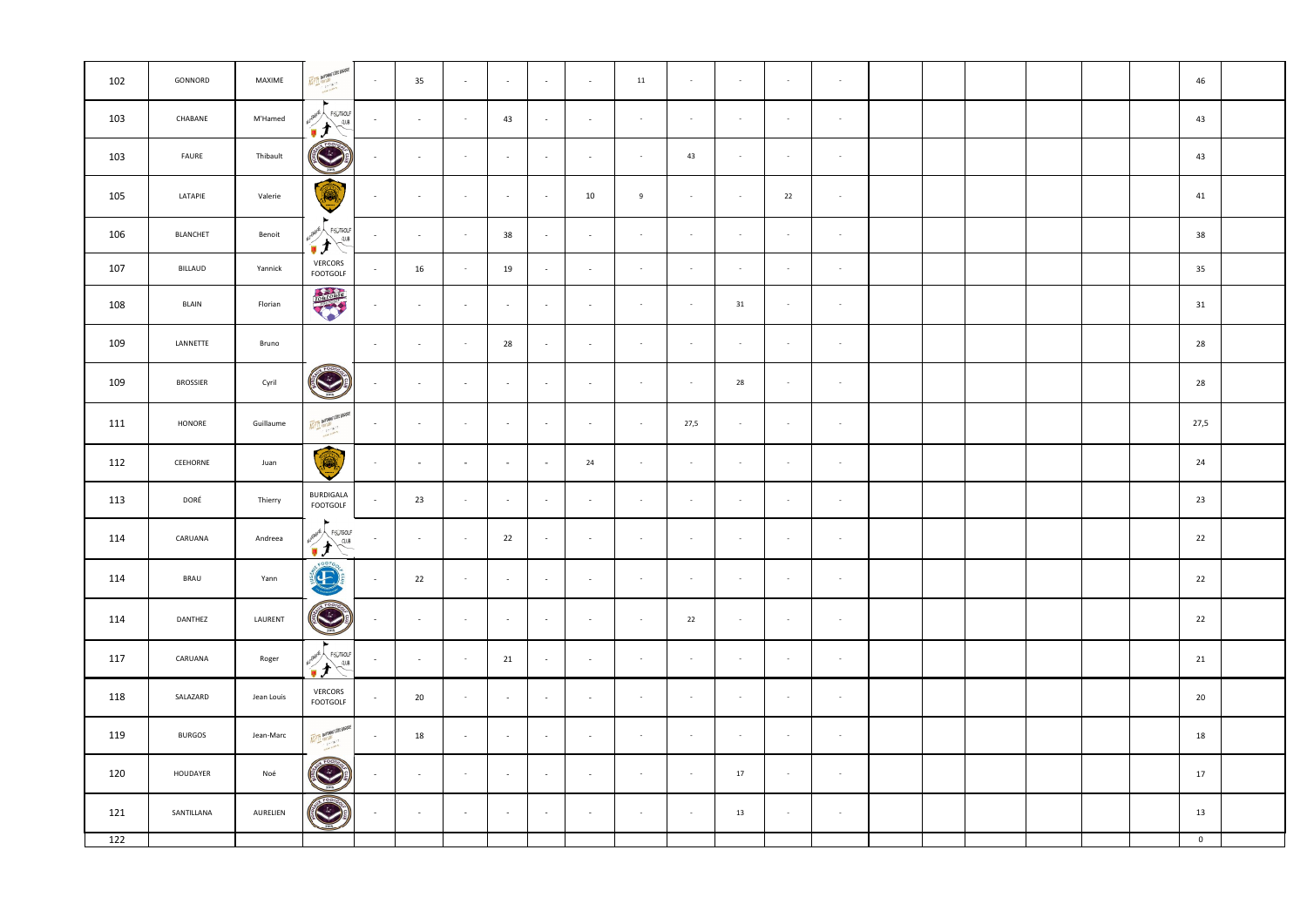| | | | | | | | | | | | | | | | | | | | | | |
|---|---|---|---|---|---|---|---|---|---|---|---|---|---|---|---|---|---|---|---|---|---|
| 102 | GONNORD | MAXIME | | - | 35 | - | - | - | - | 11 | - | - | - | - | | | | | | 46 | |
| 103 | CHABANE | M'Hamed | | - | - | - | 43 | - | - | - | - | - | - | - | | | | | | 43 | |
| 103 | FAURE | Thibault | | - | - | - | - | - | - | - | 43 | - | - | - | | | | | | 43 | |
| 105 | LATAPIE | Valerie | | - | - | - | - | - | 10 | 9 | - | - | 22 | - | | | | | | 41 | |
| 106 | BLANCHET | Benoit | | - | - | - | 38 | - | - | - | - | - | - | - | | | | | | 38 | |
| 107 | BILLAUD | Yannick | VERCORS FOOTGOLF | - | 16 | - | 19 | - | - | - | - | - | - | - | | | | | | 35 | |
| 108 | BLAIN | Florian | | - | - | - | - | - | - | - | - | 31 | - | - | | | | | | 31 | |
| 109 | LANNETTE | Bruno | | - | - | - | 28 | - | - | - | - | - | - | - | | | | | | 28 | |
| 109 | BROSSIER | Cyril | | - | - | - | - | - | - | - | - | 28 | - | - | | | | | | 28 | |
| 111 | HONORE | Guillaume | | - | - | - | - | - | - | - | 27,5 | - | - | - | | | | | | 27,5 | |
| 112 | CEEHORNE | Juan | | - | - | - | - | - | 24 | - | - | - | - | - | | | | | | 24 | |
| 113 | DORÉ | Thierry | BURDIGALA FOOTGOLF | - | 23 | - | - | - | - | - | - | - | - | - | | | | | | 23 | |
| 114 | CARUANA | Andreea | | - | - | - | 22 | - | - | - | - | - | - | - | | | | | | 22 | |
| 114 | BRAU | Yann | | - | 22 | - | - | - | - | - | - | - | - | - | | | | | | 22 | |
| 114 | DANTHEZ | LAURENT | | - | - | - | - | - | - | - | 22 | - | - | - | | | | | | 22 | |
| 117 | CARUANA | Roger | | - | - | - | 21 | - | - | - | - | - | - | - | | | | | | 21 | |
| 118 | SALAZARD | Jean Louis | VERCORS FOOTGOLF | - | 20 | - | - | - | - | - | - | - | - | - | | | | | | 20 | |
| 119 | BURGOS | Jean-Marc | | - | 18 | - | - | - | - | - | - | - | - | - | | | | | | 18 | |
| 120 | HOUDAYER | Noé | | - | - | - | - | - | - | - | - | 17 | - | - | | | | | | 17 | |
| 121 | SANTILLANA | AURELIEN | | - | - | - | - | - | - | - | - | 13 | - | - | | | | | | 13 | |
| 122 | | | | | | | | | | | | | | | | | | | | 0 | |